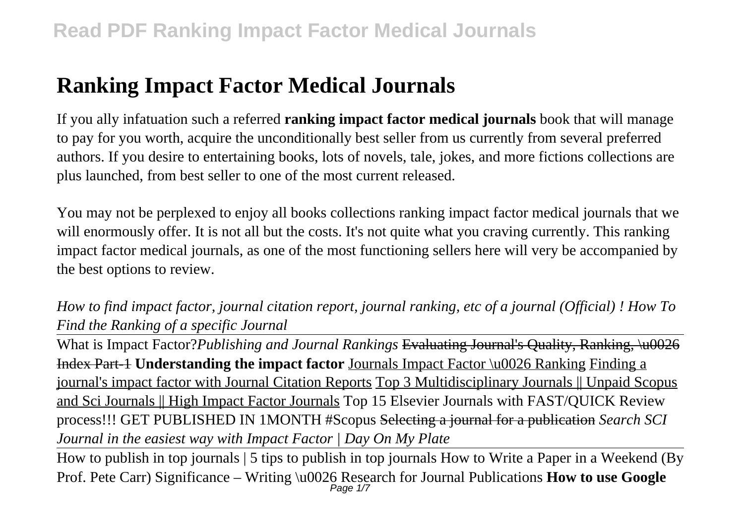# Ranking Impact Factor Medical Journals

If you ally infatuation such a referred **ranking impact factor medical journals** book that will manage to pay for you worth, acquire the unconditionally best seller from us currently from several preferred authors. If you desire to entertaining books, lots of novels, tale, jokes, and more fictions collections are plus launched, from best seller to one of the most current released.

You may not be perplexed to enjoy all books collections ranking impact factor medical journals that we will enormously offer. It is not all but the costs. It's not quite what you craving currently. This ranking impact factor medical journals, as one of the most functioning sellers here will very be accompanied by the best options to review.

*How to find impact factor, journal citation report, journal ranking, etc of a journal (Official) ! How To Find the Ranking of a specific Journal*

What is Impact Factor?*Publishing and Journal Rankings* ~~Evaluating Journal's Quality, Ranking, \u0026 Index Part-1~~ **Understanding the impact factor** Journals Impact Factor \u0026 Ranking Finding a journal's impact factor with Journal Citation Reports Top 3 Multidisciplinary Journals || Unpaid Scopus and Sci Journals || High Impact Factor Journals Top 15 Elsevier Journals with FAST/QUICK Review process!!! GET PUBLISHED IN 1MONTH #Scopus ~~Selecting a journal for a publication~~ *Search SCI Journal in the easiest way with Impact Factor | Day On My Plate*

How to publish in top journals | 5 tips to publish in top journals How to Write a Paper in a Weekend (By Prof. Pete Carr) Significance – Writing \u0026 Research for Journal Publications **How to use Google**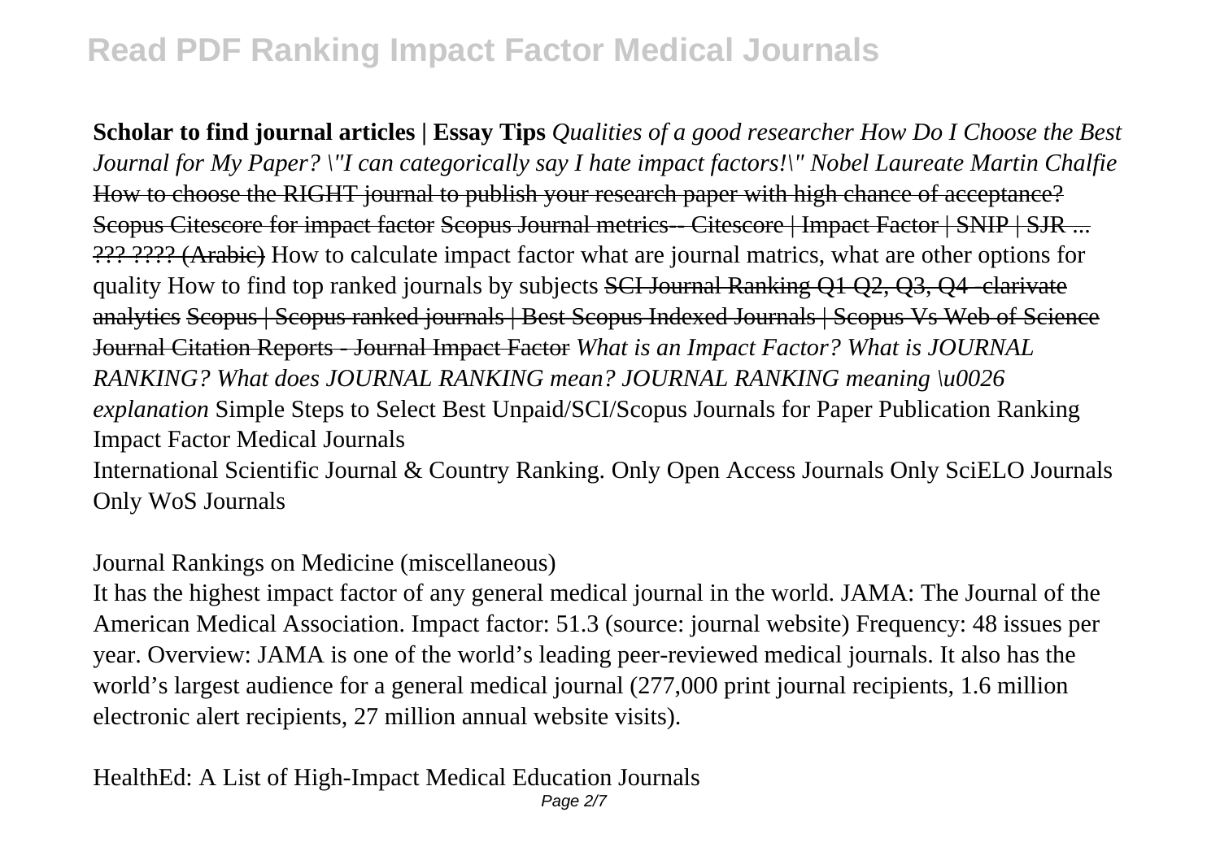**Scholar to find journal articles | Essay Tips** *Qualities of a good researcher How Do I Choose the Best Journal for My Paper? \"I can categorically say I hate impact factors!\" Nobel Laureate Martin Chalfie* ~~How to choose the RIGHT journal to publish your research paper with high chance of acceptance? Scopus Citescore for impact factor Scopus Journal metrics-- Citescore | Impact Factor | SNIP | SJR ... ??? ???? (Arabic)~~ How to calculate impact factor what are journal matrics, what are other options for quality How to find top ranked journals by subjects ~~SCI Journal Ranking Q1 Q2, Q3, Q4- clarivate analytics Scopus | Scopus ranked journals | Best Scopus Indexed Journals | Scopus Vs Web of Science Journal Citation Reports - Journal Impact Factor~~ *What is an Impact Factor? What is JOURNAL RANKING? What does JOURNAL RANKING mean? JOURNAL RANKING meaning \u0026 explanation* Simple Steps to Select Best Unpaid/SCI/Scopus Journals for Paper Publication Ranking Impact Factor Medical Journals

International Scientific Journal & Country Ranking. Only Open Access Journals Only SciELO Journals Only WoS Journals

Journal Rankings on Medicine (miscellaneous)

It has the highest impact factor of any general medical journal in the world. JAMA: The Journal of the American Medical Association. Impact factor: 51.3 (source: journal website) Frequency: 48 issues per year. Overview: JAMA is one of the world's leading peer-reviewed medical journals. It also has the world's largest audience for a general medical journal (277,000 print journal recipients, 1.6 million electronic alert recipients, 27 million annual website visits).

HealthEd: A List of High-Impact Medical Education Journals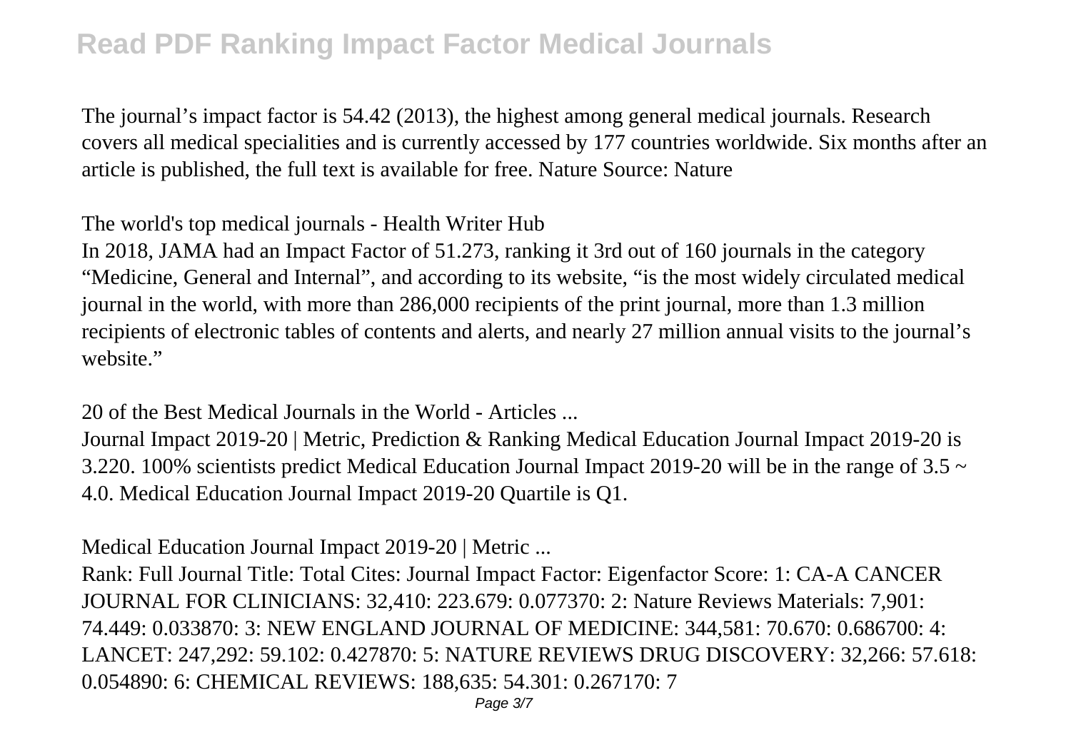The journal's impact factor is 54.42 (2013), the highest among general medical journals. Research covers all medical specialities and is currently accessed by 177 countries worldwide. Six months after an article is published, the full text is available for free. Nature Source: Nature

The world's top medical journals - Health Writer Hub

In 2018, JAMA had an Impact Factor of 51.273, ranking it 3rd out of 160 journals in the category "Medicine, General and Internal", and according to its website, "is the most widely circulated medical journal in the world, with more than 286,000 recipients of the print journal, more than 1.3 million recipients of electronic tables of contents and alerts, and nearly 27 million annual visits to the journal's website."

20 of the Best Medical Journals in the World - Articles ...

Journal Impact 2019-20 | Metric, Prediction & Ranking Medical Education Journal Impact 2019-20 is 3.220. 100% scientists predict Medical Education Journal Impact 2019-20 will be in the range of 3.5 ~ 4.0. Medical Education Journal Impact 2019-20 Quartile is Q1.

Medical Education Journal Impact 2019-20 | Metric ...

Rank: Full Journal Title: Total Cites: Journal Impact Factor: Eigenfactor Score: 1: CA-A CANCER JOURNAL FOR CLINICIANS: 32,410: 223.679: 0.077370: 2: Nature Reviews Materials: 7,901: 74.449: 0.033870: 3: NEW ENGLAND JOURNAL OF MEDICINE: 344,581: 70.670: 0.686700: 4: LANCET: 247,292: 59.102: 0.427870: 5: NATURE REVIEWS DRUG DISCOVERY: 32,266: 57.618: 0.054890: 6: CHEMICAL REVIEWS: 188,635: 54.301: 0.267170: 7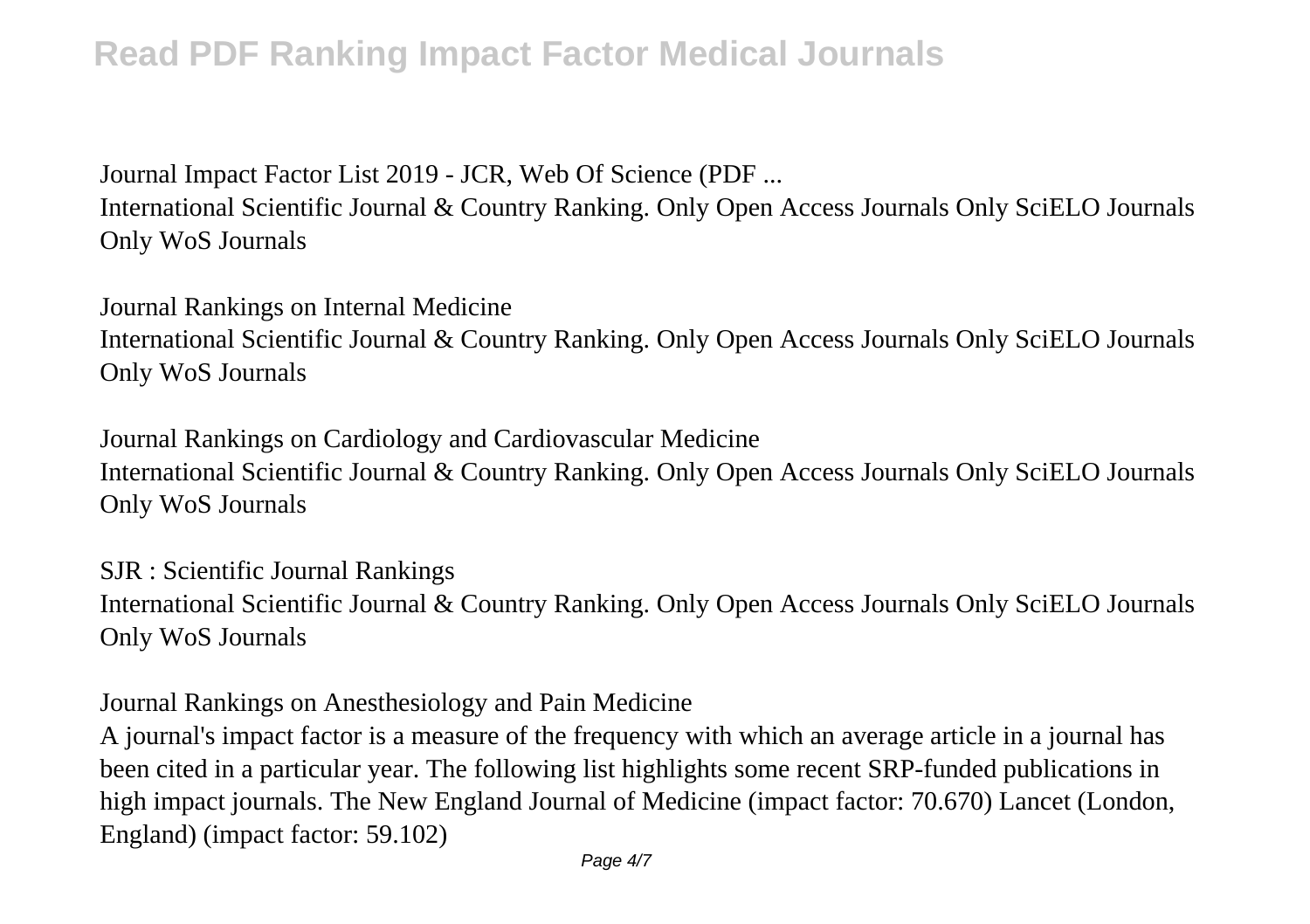Journal Impact Factor List 2019 - JCR, Web Of Science (PDF ...

International Scientific Journal & Country Ranking. Only Open Access Journals Only SciELO Journals Only WoS Journals

Journal Rankings on Internal Medicine

International Scientific Journal & Country Ranking. Only Open Access Journals Only SciELO Journals Only WoS Journals

Journal Rankings on Cardiology and Cardiovascular Medicine

International Scientific Journal & Country Ranking. Only Open Access Journals Only SciELO Journals Only WoS Journals

SJR : Scientific Journal Rankings

International Scientific Journal & Country Ranking. Only Open Access Journals Only SciELO Journals Only WoS Journals

Journal Rankings on Anesthesiology and Pain Medicine

A journal's impact factor is a measure of the frequency with which an average article in a journal has been cited in a particular year. The following list highlights some recent SRP-funded publications in high impact journals. The New England Journal of Medicine (impact factor: 70.670) Lancet (London, England) (impact factor: 59.102)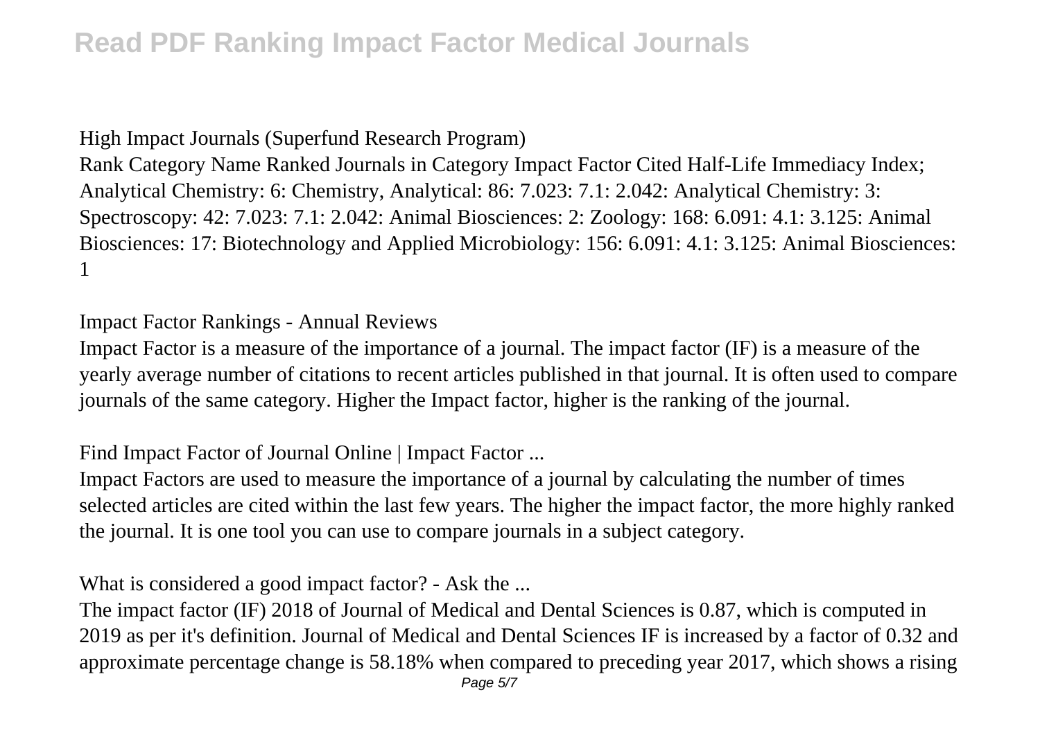High Impact Journals (Superfund Research Program)

Rank Category Name Ranked Journals in Category Impact Factor Cited Half-Life Immediacy Index; Analytical Chemistry: 6: Chemistry, Analytical: 86: 7.023: 7.1: 2.042: Analytical Chemistry: 3: Spectroscopy: 42: 7.023: 7.1: 2.042: Animal Biosciences: 2: Zoology: 168: 6.091: 4.1: 3.125: Animal Biosciences: 17: Biotechnology and Applied Microbiology: 156: 6.091: 4.1: 3.125: Animal Biosciences: 1

Impact Factor Rankings - Annual Reviews

Impact Factor is a measure of the importance of a journal. The impact factor (IF) is a measure of the yearly average number of citations to recent articles published in that journal. It is often used to compare journals of the same category. Higher the Impact factor, higher is the ranking of the journal.

Find Impact Factor of Journal Online | Impact Factor ...

Impact Factors are used to measure the importance of a journal by calculating the number of times selected articles are cited within the last few years. The higher the impact factor, the more highly ranked the journal. It is one tool you can use to compare journals in a subject category.

What is considered a good impact factor? - Ask the ...

The impact factor (IF) 2018 of Journal of Medical and Dental Sciences is 0.87, which is computed in 2019 as per it's definition. Journal of Medical and Dental Sciences IF is increased by a factor of 0.32 and approximate percentage change is 58.18% when compared to preceding year 2017, which shows a rising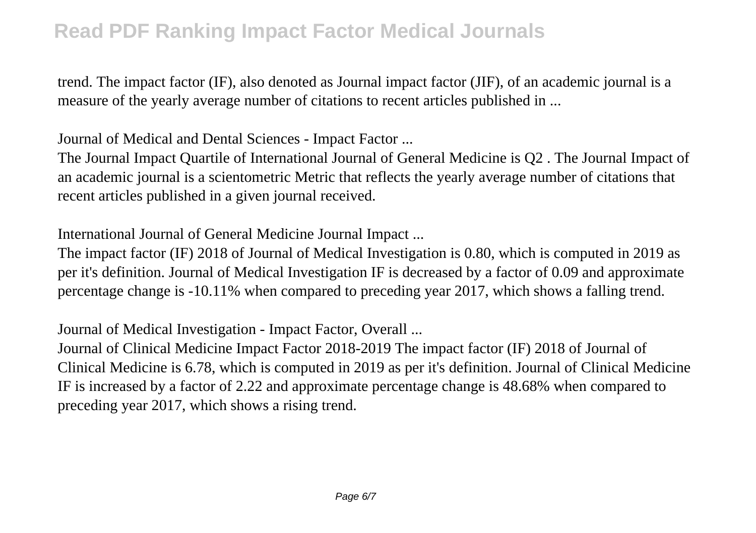trend. The impact factor (IF), also denoted as Journal impact factor (JIF), of an academic journal is a measure of the yearly average number of citations to recent articles published in ...

Journal of Medical and Dental Sciences - Impact Factor ...

The Journal Impact Quartile of International Journal of General Medicine is Q2 . The Journal Impact of an academic journal is a scientometric Metric that reflects the yearly average number of citations that recent articles published in a given journal received.

International Journal of General Medicine Journal Impact ...

The impact factor (IF) 2018 of Journal of Medical Investigation is 0.80, which is computed in 2019 as per it's definition. Journal of Medical Investigation IF is decreased by a factor of 0.09 and approximate percentage change is -10.11% when compared to preceding year 2017, which shows a falling trend.

Journal of Medical Investigation - Impact Factor, Overall ...

Journal of Clinical Medicine Impact Factor 2018-2019 The impact factor (IF) 2018 of Journal of Clinical Medicine is 6.78, which is computed in 2019 as per it's definition. Journal of Clinical Medicine IF is increased by a factor of 2.22 and approximate percentage change is 48.68% when compared to preceding year 2017, which shows a rising trend.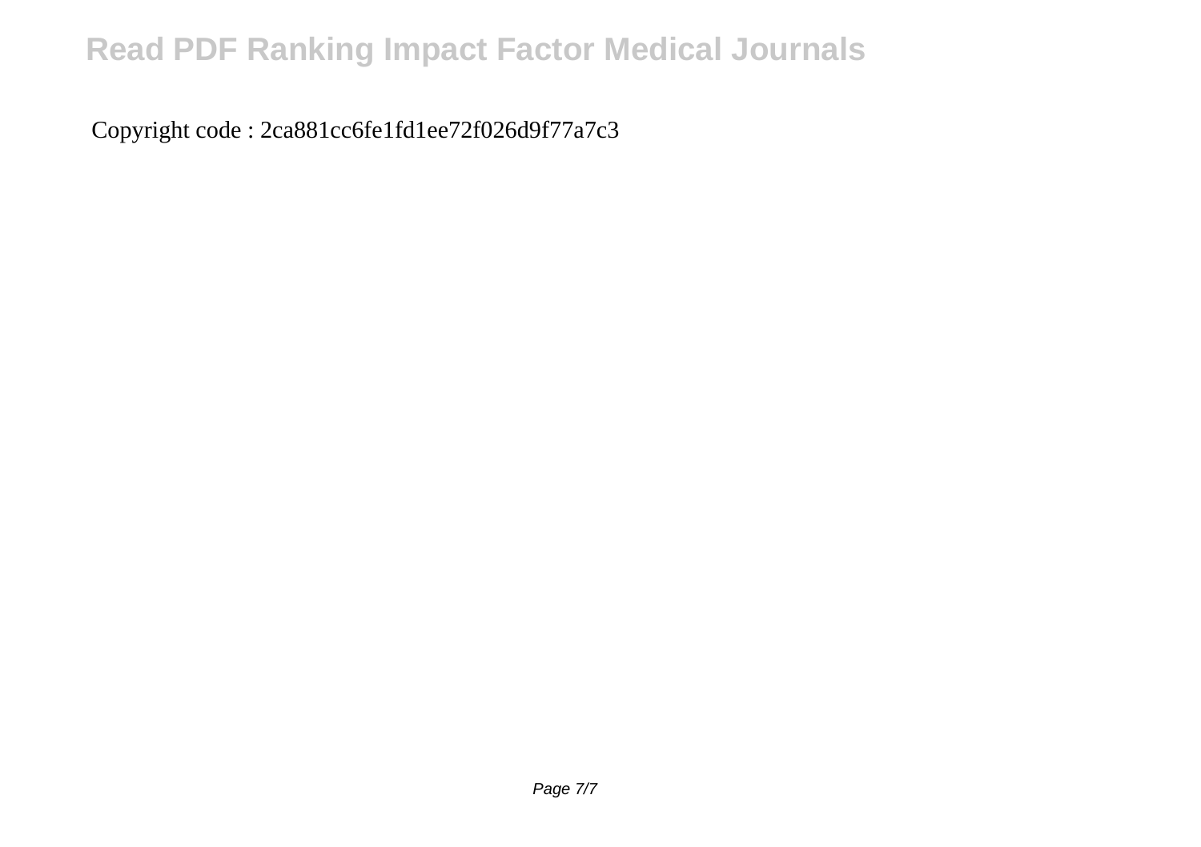Copyright code : 2ca881cc6fe1fd1ee72f026d9f77a7c3